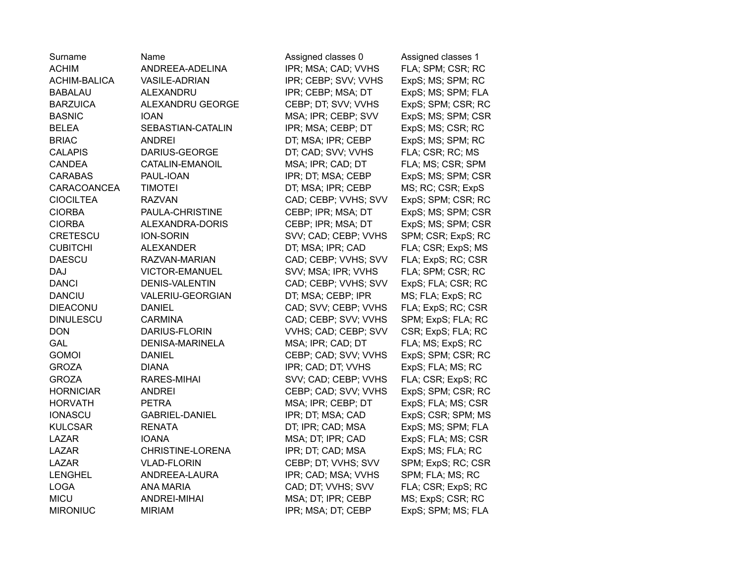| Surname | Name | Assigned classes 0 | Assigned classes 1 |
|---|---|---|---|
| ACHIM | ANDREEA-ADELINA | IPR; MSA; CAD; VVHS | FLA; SPM; CSR; RC |
| ACHIM-BALICA | VASILE-ADRIAN | IPR; CEBP; SVV; VVHS | ExpS; MS; SPM; RC |
| BABALAU | ALEXANDRU | IPR; CEBP; MSA; DT | ExpS; MS; SPM; FLA |
| BARZUICA | ALEXANDRU GEORGE | CEBP; DT; SVV; VVHS | ExpS; SPM; CSR; RC |
| BASNIC | IOAN | MSA; IPR; CEBP; SVV | ExpS; MS; SPM; CSR |
| BELEA | SEBASTIAN-CATALIN | IPR; MSA; CEBP; DT | ExpS; MS; CSR; RC |
| BRIAC | ANDREI | DT; MSA; IPR; CEBP | ExpS; MS; SPM; RC |
| CALAPIS | DARIUS-GEORGE | DT; CAD; SVV; VVHS | FLA; CSR; RC; MS |
| CANDEA | CATALIN-EMANOIL | MSA; IPR; CAD; DT | FLA; MS; CSR; SPM |
| CARABAS | PAUL-IOAN | IPR; DT; MSA; CEBP | ExpS; MS; SPM; CSR |
| CARACOANCEA | TIMOTEI | DT; MSA; IPR; CEBP | MS; RC; CSR; ExpS |
| CIOCILTEA | RAZVAN | CAD; CEBP; VVHS; SVV | ExpS; SPM; CSR; RC |
| CIORBA | PAULA-CHRISTINE | CEBP; IPR; MSA; DT | ExpS; MS; SPM; CSR |
| CIORBA | ALEXANDRA-DORIS | CEBP; IPR; MSA; DT | ExpS; MS; SPM; CSR |
| CRETESCU | ION-SORIN | SVV; CAD; CEBP; VVHS | SPM; CSR; ExpS; RC |
| CUBITCHI | ALEXANDER | DT; MSA; IPR; CAD | FLA; CSR; ExpS; MS |
| DAESCU | RAZVAN-MARIAN | CAD; CEBP; VVHS; SVV | FLA; ExpS; RC; CSR |
| DAJ | VICTOR-EMANUEL | SVV; MSA; IPR; VVHS | FLA; SPM; CSR; RC |
| DANCI | DENIS-VALENTIN | CAD; CEBP; VVHS; SVV | ExpS; FLA; CSR; RC |
| DANCIU | VALERIU-GEORGIAN | DT; MSA; CEBP; IPR | MS; FLA; ExpS; RC |
| DIEACONU | DANIEL | CAD; SVV; CEBP; VVHS | FLA; ExpS; RC; CSR |
| DINULESCU | CARMINA | CAD; CEBP; SVV; VVHS | SPM; ExpS; FLA; RC |
| DON | DARIUS-FLORIN | VVHS; CAD; CEBP; SVV | CSR; ExpS; FLA; RC |
| GAL | DENISA-MARINELA | MSA; IPR; CAD; DT | FLA; MS; ExpS; RC |
| GOMOI | DANIEL | CEBP; CAD; SVV; VVHS | ExpS; SPM; CSR; RC |
| GROZA | DIANA | IPR; CAD; DT; VVHS | ExpS; FLA; MS; RC |
| GROZA | RARES-MIHAI | SVV; CAD; CEBP; VVHS | FLA; CSR; ExpS; RC |
| HORNICIAR | ANDREI | CEBP; CAD; SVV; VVHS | ExpS; SPM; CSR; RC |
| HORVATH | PETRA | MSA; IPR; CEBP; DT | ExpS; FLA; MS; CSR |
| IONASCU | GABRIEL-DANIEL | IPR; DT; MSA; CAD | ExpS; CSR; SPM; MS |
| KULCSAR | RENATA | DT; IPR; CAD; MSA | ExpS; MS; SPM; FLA |
| LAZAR | IOANA | MSA; DT; IPR; CAD | ExpS; FLA; MS; CSR |
| LAZAR | CHRISTINE-LORENA | IPR; DT; CAD; MSA | ExpS; MS; FLA; RC |
| LAZAR | VLAD-FLORIN | CEBP; DT; VVHS; SVV | SPM; ExpS; RC; CSR |
| LENGHEL | ANDREEA-LAURA | IPR; CAD; MSA; VVHS | SPM; FLA; MS; RC |
| LOGA | ANA MARIA | CAD; DT; VVHS; SVV | FLA; CSR; ExpS; RC |
| MICU | ANDREI-MIHAI | MSA; DT; IPR; CEBP | MS; ExpS; CSR; RC |
| MIRONIUC | MIRIAM | IPR; MSA; DT; CEBP | ExpS; SPM; MS; FLA |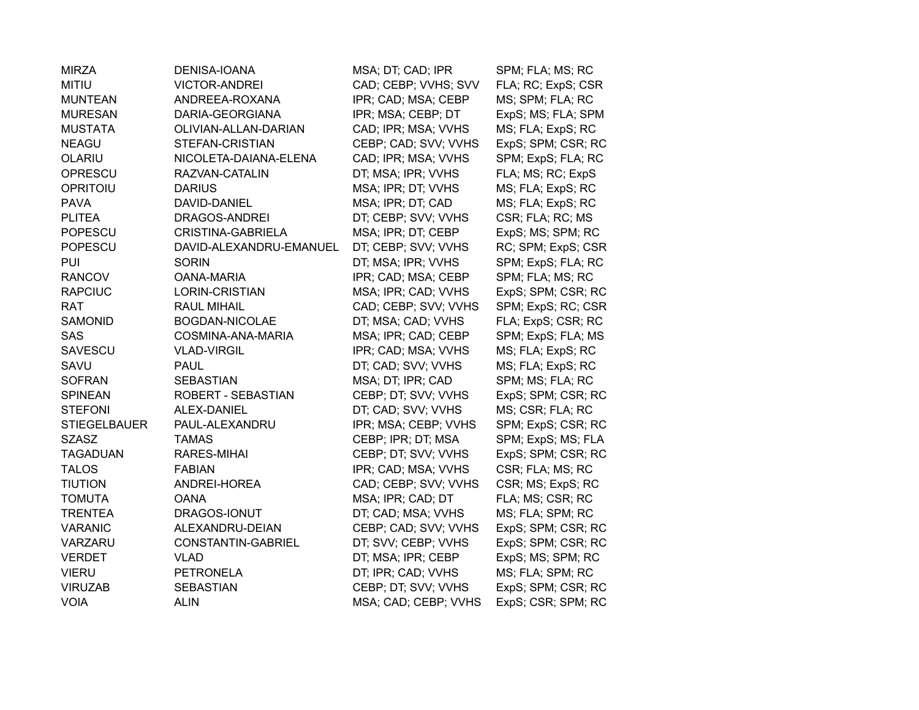| | | | |
|---|---|---|---|
| MIRZA | DENISA-IOANA | MSA; DT; CAD; IPR | SPM; FLA; MS; RC |
| MITIU | VICTOR-ANDREI | CAD; CEBP; VVHS; SVV | FLA; RC; ExpS; CSR |
| MUNTEAN | ANDREEA-ROXANA | IPR; CAD; MSA; CEBP | MS; SPM; FLA; RC |
| MURESAN | DARIA-GEORGIANA | IPR; MSA; CEBP; DT | ExpS; MS; FLA; SPM |
| MUSTATA | OLIVIAN-ALLAN-DARIAN | CAD; IPR; MSA; VVHS | MS; FLA; ExpS; RC |
| NEAGU | STEFAN-CRISTIAN | CEBP; CAD; SVV; VVHS | ExpS; SPM; CSR; RC |
| OLARIU | NICOLETA-DAIANA-ELENA | CAD; IPR; MSA; VVHS | SPM; ExpS; FLA; RC |
| OPRESCU | RAZVAN-CATALIN | DT; MSA; IPR; VVHS | FLA; MS; RC; ExpS |
| OPRITOIU | DARIUS | MSA; IPR; DT; VVHS | MS; FLA; ExpS; RC |
| PAVA | DAVID-DANIEL | MSA; IPR; DT; CAD | MS; FLA; ExpS; RC |
| PLITEA | DRAGOS-ANDREI | DT; CEBP; SVV; VVHS | CSR; FLA; RC; MS |
| POPESCU | CRISTINA-GABRIELA | MSA; IPR; DT; CEBP | ExpS; MS; SPM; RC |
| POPESCU | DAVID-ALEXANDRU-EMANUEL | DT; CEBP; SVV; VVHS | RC; SPM; ExpS; CSR |
| PUI | SORIN | DT; MSA; IPR; VVHS | SPM; ExpS; FLA; RC |
| RANCOV | OANA-MARIA | IPR; CAD; MSA; CEBP | SPM; FLA; MS; RC |
| RAPCIUC | LORIN-CRISTIAN | MSA; IPR; CAD; VVHS | ExpS; SPM; CSR; RC |
| RAT | RAUL MIHAIL | CAD; CEBP; SVV; VVHS | SPM; ExpS; RC; CSR |
| SAMONID | BOGDAN-NICOLAE | DT; MSA; CAD; VVHS | FLA; ExpS; CSR; RC |
| SAS | COSMINA-ANA-MARIA | MSA; IPR; CAD; CEBP | SPM; ExpS; FLA; MS |
| SAVESCU | VLAD-VIRGIL | IPR; CAD; MSA; VVHS | MS; FLA; ExpS; RC |
| SAVU | PAUL | DT; CAD; SVV; VVHS | MS; FLA; ExpS; RC |
| SOFRAN | SEBASTIAN | MSA; DT; IPR; CAD | SPM; MS; FLA; RC |
| SPINEAN | ROBERT - SEBASTIAN | CEBP; DT; SVV; VVHS | ExpS; SPM; CSR; RC |
| STEFONI | ALEX-DANIEL | DT; CAD; SVV; VVHS | MS; CSR; FLA; RC |
| STIEGELBAUER | PAUL-ALEXANDRU | IPR; MSA; CEBP; VVHS | SPM; ExpS; CSR; RC |
| SZASZ | TAMAS | CEBP; IPR; DT; MSA | SPM; ExpS; MS; FLA |
| TAGADUAN | RARES-MIHAI | CEBP; DT; SVV; VVHS | ExpS; SPM; CSR; RC |
| TALOS | FABIAN | IPR; CAD; MSA; VVHS | CSR; FLA; MS; RC |
| TIUTION | ANDREI-HOREA | CAD; CEBP; SVV; VVHS | CSR; MS; ExpS; RC |
| TOMUTA | OANA | MSA; IPR; CAD; DT | FLA; MS; CSR; RC |
| TRENTEA | DRAGOS-IONUT | DT; CAD; MSA; VVHS | MS; FLA; SPM; RC |
| VARANIC | ALEXANDRU-DEIAN | CEBP; CAD; SVV; VVHS | ExpS; SPM; CSR; RC |
| VARZARU | CONSTANTIN-GABRIEL | DT; SVV; CEBP; VVHS | ExpS; SPM; CSR; RC |
| VERDET | VLAD | DT; MSA; IPR; CEBP | ExpS; MS; SPM; RC |
| VIERU | PETRONELA | DT; IPR; CAD; VVHS | MS; FLA; SPM; RC |
| VIRUZAB | SEBASTIAN | CEBP; DT; SVV; VVHS | ExpS; SPM; CSR; RC |
| VOIA | ALIN | MSA; CAD; CEBP; VVHS | ExpS; CSR; SPM; RC |